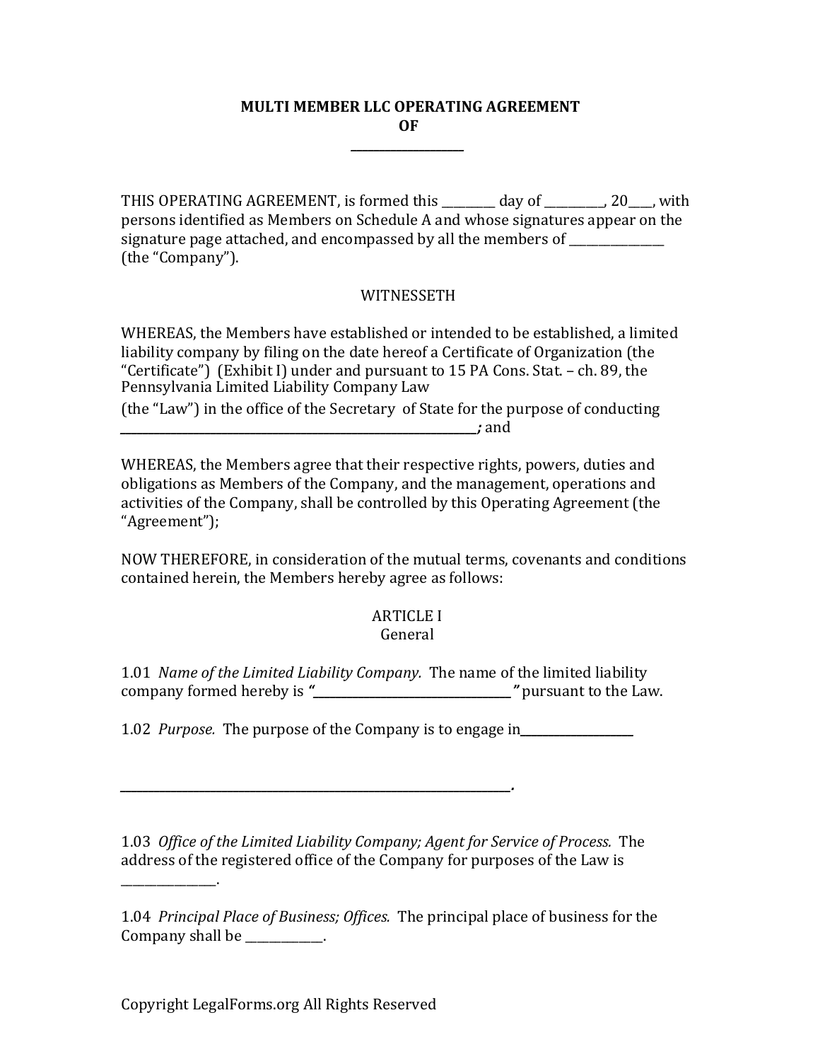# MULTI MEMBER LLC OPERATING AGREEMENT
# OF
# ___________________

THIS OPERATING AGREEMENT, is formed this _________ day of __________, 20____, with persons identified as Members on Schedule A and whose signatures appear on the signature page attached, and encompassed by all the members of ________________ (the "Company").

WITNESSETH

WHEREAS, the Members have established or intended to be established, a limited liability company by filing on the date hereof a Certificate of Organization (the "Certificate") (Exhibit I) under and pursuant to 15 PA Cons. Stat. – ch. 89, the Pennsylvania Limited Liability Company Law

(the "Law") in the office of the Secretary of State for the purpose of conducting _______________________________________________________________**;** and

WHEREAS, the Members agree that their respective rights, powers, duties and obligations as Members of the Company, and the management, operations and activities of the Company, shall be controlled by this Operating Agreement (the "Agreement");

NOW THEREFORE, in consideration of the mutual terms, covenants and conditions contained herein, the Members hereby agree as follows:

## ARTICLE I
## General

1.01 *Name of the Limited Liability Company.* The name of the limited liability company formed hereby is **"___________________________________"** pursuant to the Law.

1.02 *Purpose.* The purpose of the Company is to engage in____________________

__________________________________________________________________**.**

1.03 *Office of the Limited Liability Company; Agent for Service of Process.* The address of the registered office of the Company for purposes of the Law is ________________.

1.04 *Principal Place of Business; Offices.* The principal place of business for the Company shall be _____________.

Copyright LegalForms.org All Rights Reserved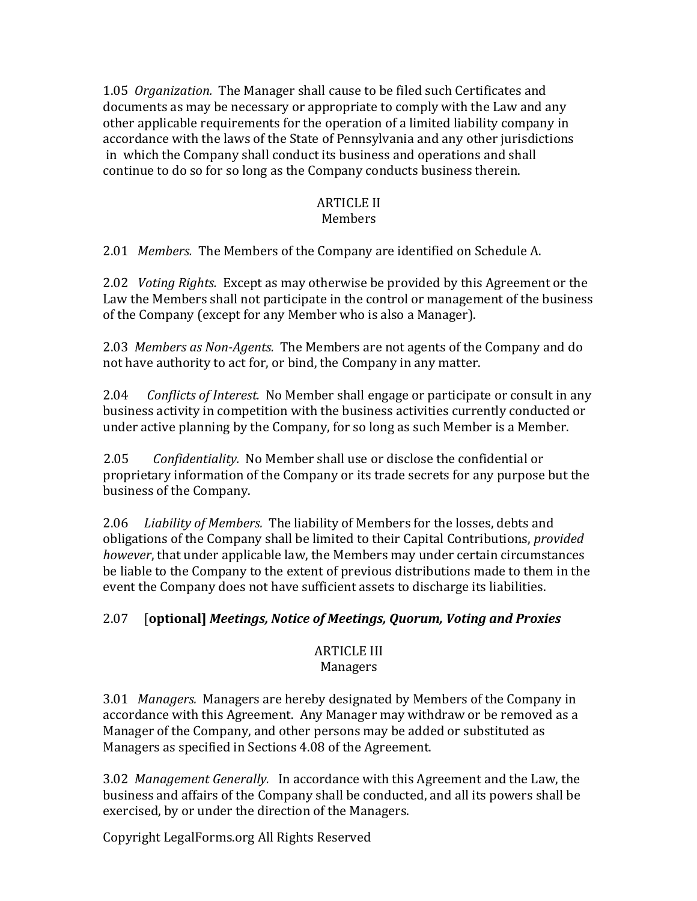1.05 *Organization.* The Manager shall cause to be filed such Certificates and documents as may be necessary or appropriate to comply with the Law and any other applicable requirements for the operation of a limited liability company in accordance with the laws of the State of Pennsylvania and any other jurisdictions in which the Company shall conduct its business and operations and shall continue to do so for so long as the Company conducts business therein.

## ARTICLE II
## Members

2.01 *Members.* The Members of the Company are identified on Schedule A.

2.02 *Voting Rights.* Except as may otherwise be provided by this Agreement or the Law the Members shall not participate in the control or management of the business of the Company (except for any Member who is also a Manager).

2.03 *Members as Non-Agents.* The Members are not agents of the Company and do not have authority to act for, or bind, the Company in any matter.

2.04 *Conflicts of Interest.* No Member shall engage or participate or consult in any business activity in competition with the business activities currently conducted or under active planning by the Company, for so long as such Member is a Member.

2.05 *Confidentiality.* No Member shall use or disclose the confidential or proprietary information of the Company or its trade secrets for any purpose but the business of the Company.

2.06 *Liability of Members.* The liability of Members for the losses, debts and obligations of the Company shall be limited to their Capital Contributions, *provided however*, that under applicable law, the Members may under certain circumstances be liable to the Company to the extent of previous distributions made to them in the event the Company does not have sufficient assets to discharge its liabilities.

2.07 [**optional]** ***Meetings, Notice of Meetings, Quorum, Voting and Proxies***

## ARTICLE III
## Managers

3.01 *Managers.* Managers are hereby designated by Members of the Company in accordance with this Agreement. Any Manager may withdraw or be removed as a Manager of the Company, and other persons may be added or substituted as Managers as specified in Sections 4.08 of the Agreement.

3.02 *Management Generally.* In accordance with this Agreement and the Law, the business and affairs of the Company shall be conducted, and all its powers shall be exercised, by or under the direction of the Managers.

Copyright LegalForms.org All Rights Reserved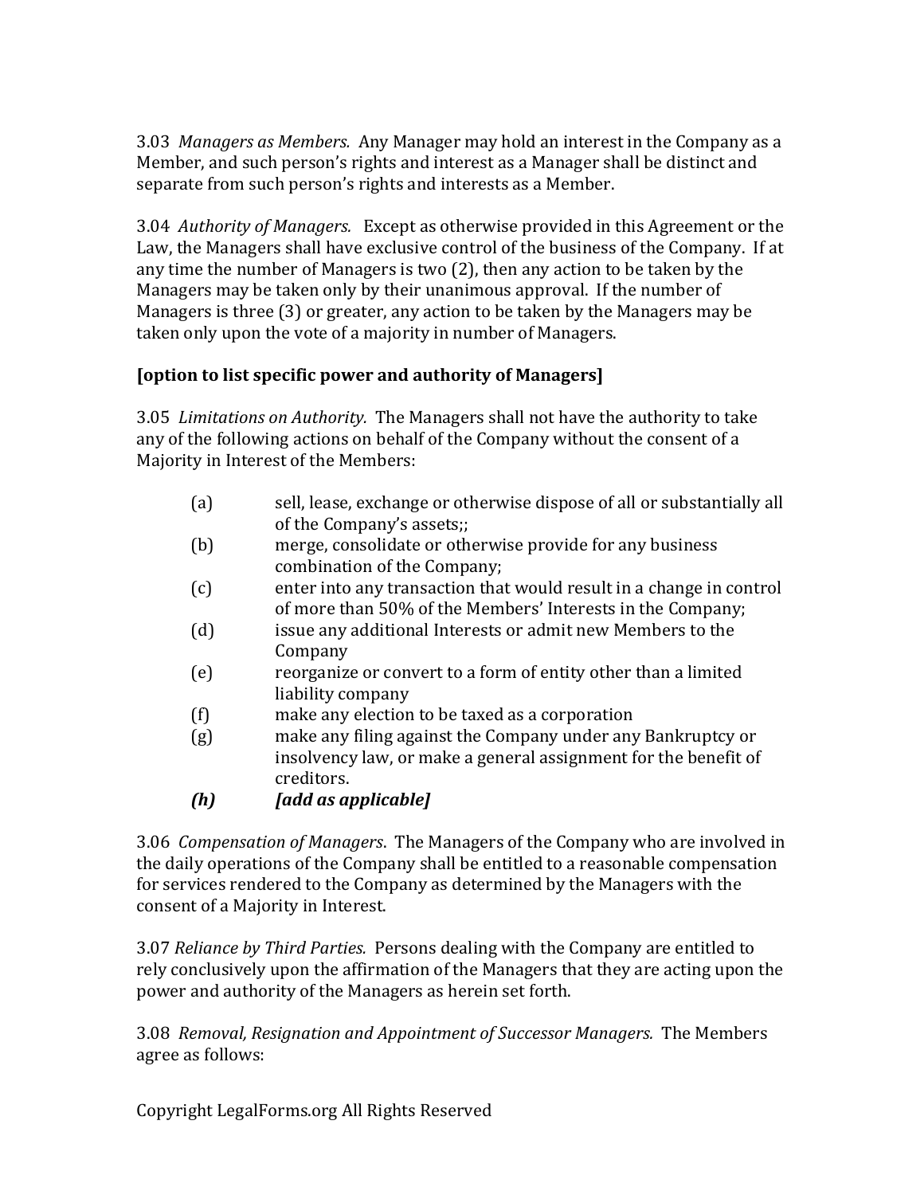3.03 *Managers as Members.* Any Manager may hold an interest in the Company as a Member, and such person's rights and interest as a Manager shall be distinct and separate from such person's rights and interests as a Member.

3.04 *Authority of Managers.* Except as otherwise provided in this Agreement or the Law, the Managers shall have exclusive control of the business of the Company. If at any time the number of Managers is two (2), then any action to be taken by the Managers may be taken only by their unanimous approval. If the number of Managers is three (3) or greater, any action to be taken by the Managers may be taken only upon the vote of a majority in number of Managers.

**[option to list specific power and authority of Managers]**

3.05 *Limitations on Authority.* The Managers shall not have the authority to take any of the following actions on behalf of the Company without the consent of a Majority in Interest of the Members:

(a) sell, lease, exchange or otherwise dispose of all or substantially all of the Company's assets;;

(b) merge, consolidate or otherwise provide for any business combination of the Company;

(c) enter into any transaction that would result in a change in control of more than 50% of the Members' Interests in the Company;

(d) issue any additional Interests or admit new Members to the Company

(e) reorganize or convert to a form of entity other than a limited liability company

(f) make any election to be taxed as a corporation

(g) make any filing against the Company under any Bankruptcy or insolvency law, or make a general assignment for the benefit of creditors.

***(h) [add as applicable]***

3.06 *Compensation of Managers*. The Managers of the Company who are involved in the daily operations of the Company shall be entitled to a reasonable compensation for services rendered to the Company as determined by the Managers with the consent of a Majority in Interest.

3.07 *Reliance by Third Parties.* Persons dealing with the Company are entitled to rely conclusively upon the affirmation of the Managers that they are acting upon the power and authority of the Managers as herein set forth.

3.08 *Removal, Resignation and Appointment of Successor Managers.* The Members agree as follows: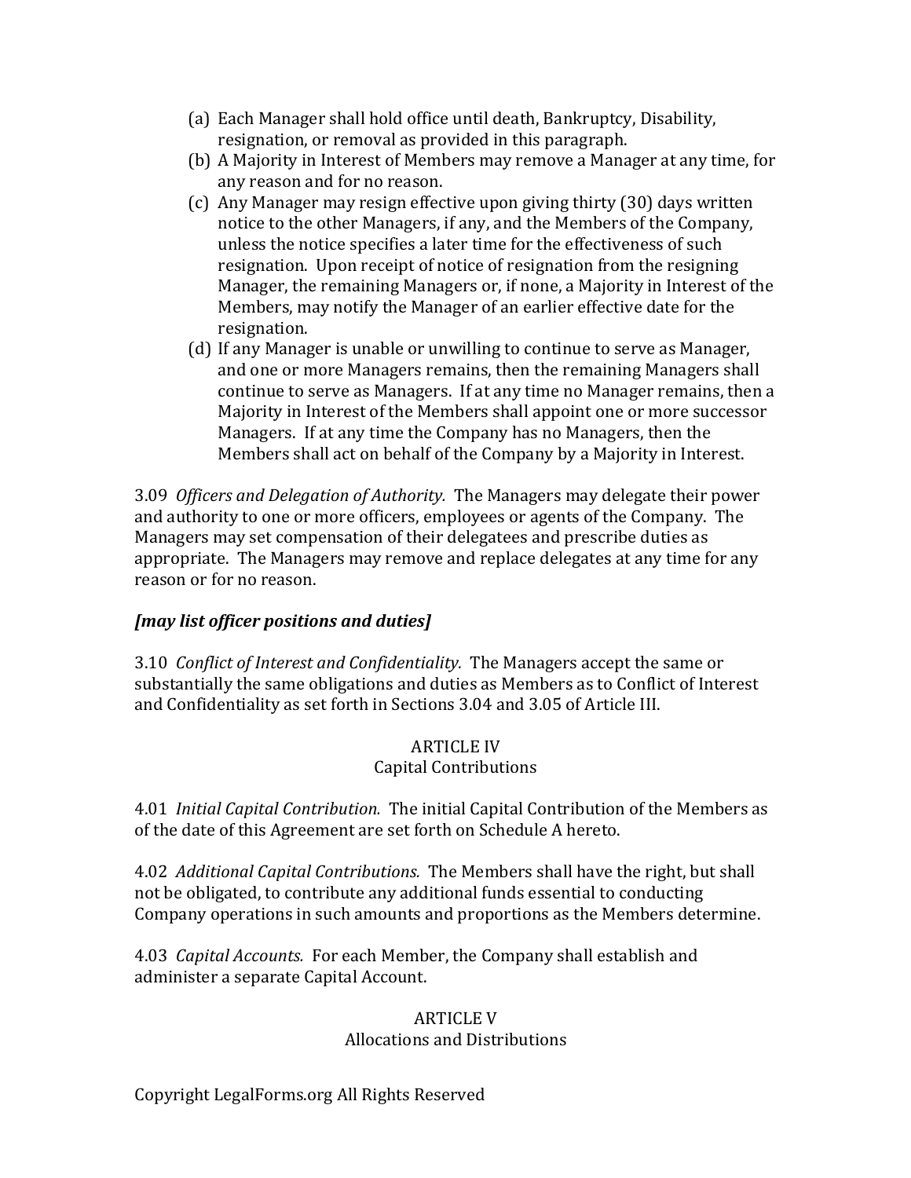(a) Each Manager shall hold office until death, Bankruptcy, Disability, resignation, or removal as provided in this paragraph.
(b) A Majority in Interest of Members may remove a Manager at any time, for any reason and for no reason.
(c) Any Manager may resign effective upon giving thirty (30) days written notice to the other Managers, if any, and the Members of the Company, unless the notice specifies a later time for the effectiveness of such resignation. Upon receipt of notice of resignation from the resigning Manager, the remaining Managers or, if none, a Majority in Interest of the Members, may notify the Manager of an earlier effective date for the resignation.
(d) If any Manager is unable or unwilling to continue to serve as Manager, and one or more Managers remains, then the remaining Managers shall continue to serve as Managers. If at any time no Manager remains, then a Majority in Interest of the Members shall appoint one or more successor Managers. If at any time the Company has no Managers, then the Members shall act on behalf of the Company by a Majority in Interest.

3.09 *Officers and Delegation of Authority.* The Managers may delegate their power and authority to one or more officers, employees or agents of the Company. The Managers may set compensation of their delegatees and prescribe duties as appropriate. The Managers may remove and replace delegates at any time for any reason or for no reason.

***[may list officer positions and duties]***

3.10 *Conflict of Interest and Confidentiality.* The Managers accept the same or substantially the same obligations and duties as Members as to Conflict of Interest and Confidentiality as set forth in Sections 3.04 and 3.05 of Article III.

## ARTICLE IV
## Capital Contributions

4.01 *Initial Capital Contribution.* The initial Capital Contribution of the Members as of the date of this Agreement are set forth on Schedule A hereto.

4.02 *Additional Capital Contributions.* The Members shall have the right, but shall not be obligated, to contribute any additional funds essential to conducting Company operations in such amounts and proportions as the Members determine.

4.03 *Capital Accounts.* For each Member, the Company shall establish and administer a separate Capital Account.

## ARTICLE V
## Allocations and Distributions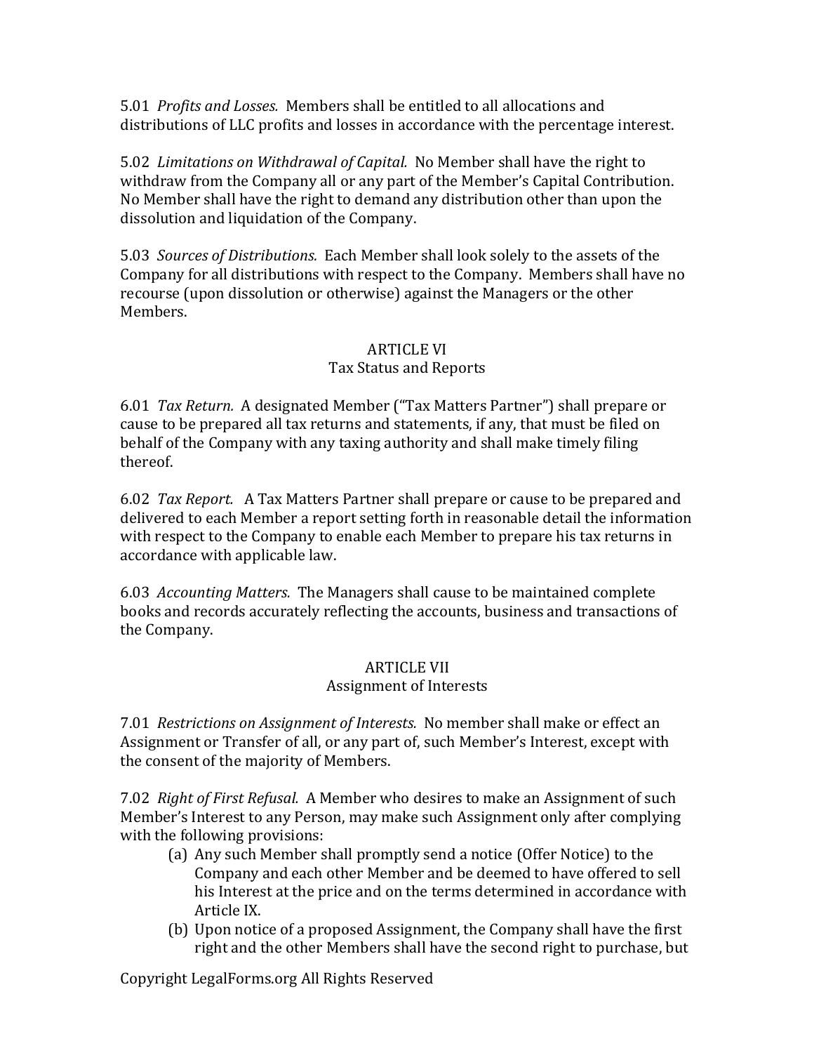5.01 *Profits and Losses.* Members shall be entitled to all allocations and distributions of LLC profits and losses in accordance with the percentage interest.

5.02 *Limitations on Withdrawal of Capital.* No Member shall have the right to withdraw from the Company all or any part of the Member's Capital Contribution. No Member shall have the right to demand any distribution other than upon the dissolution and liquidation of the Company.

5.03 *Sources of Distributions.* Each Member shall look solely to the assets of the Company for all distributions with respect to the Company. Members shall have no recourse (upon dissolution or otherwise) against the Managers or the other Members.

## ARTICLE VI
## Tax Status and Reports

6.01 *Tax Return.* A designated Member ("Tax Matters Partner") shall prepare or cause to be prepared all tax returns and statements, if any, that must be filed on behalf of the Company with any taxing authority and shall make timely filing thereof.

6.02 *Tax Report.* A Tax Matters Partner shall prepare or cause to be prepared and delivered to each Member a report setting forth in reasonable detail the information with respect to the Company to enable each Member to prepare his tax returns in accordance with applicable law.

6.03 *Accounting Matters.* The Managers shall cause to be maintained complete books and records accurately reflecting the accounts, business and transactions of the Company.

## ARTICLE VII
## Assignment of Interests

7.01 *Restrictions on Assignment of Interests.* No member shall make or effect an Assignment or Transfer of all, or any part of, such Member's Interest, except with the consent of the majority of Members.

7.02 *Right of First Refusal.* A Member who desires to make an Assignment of such Member's Interest to any Person, may make such Assignment only after complying with the following provisions:

(a) Any such Member shall promptly send a notice (Offer Notice) to the Company and each other Member and be deemed to have offered to sell his Interest at the price and on the terms determined in accordance with Article IX.

(b) Upon notice of a proposed Assignment, the Company shall have the first right and the other Members shall have the second right to purchase, but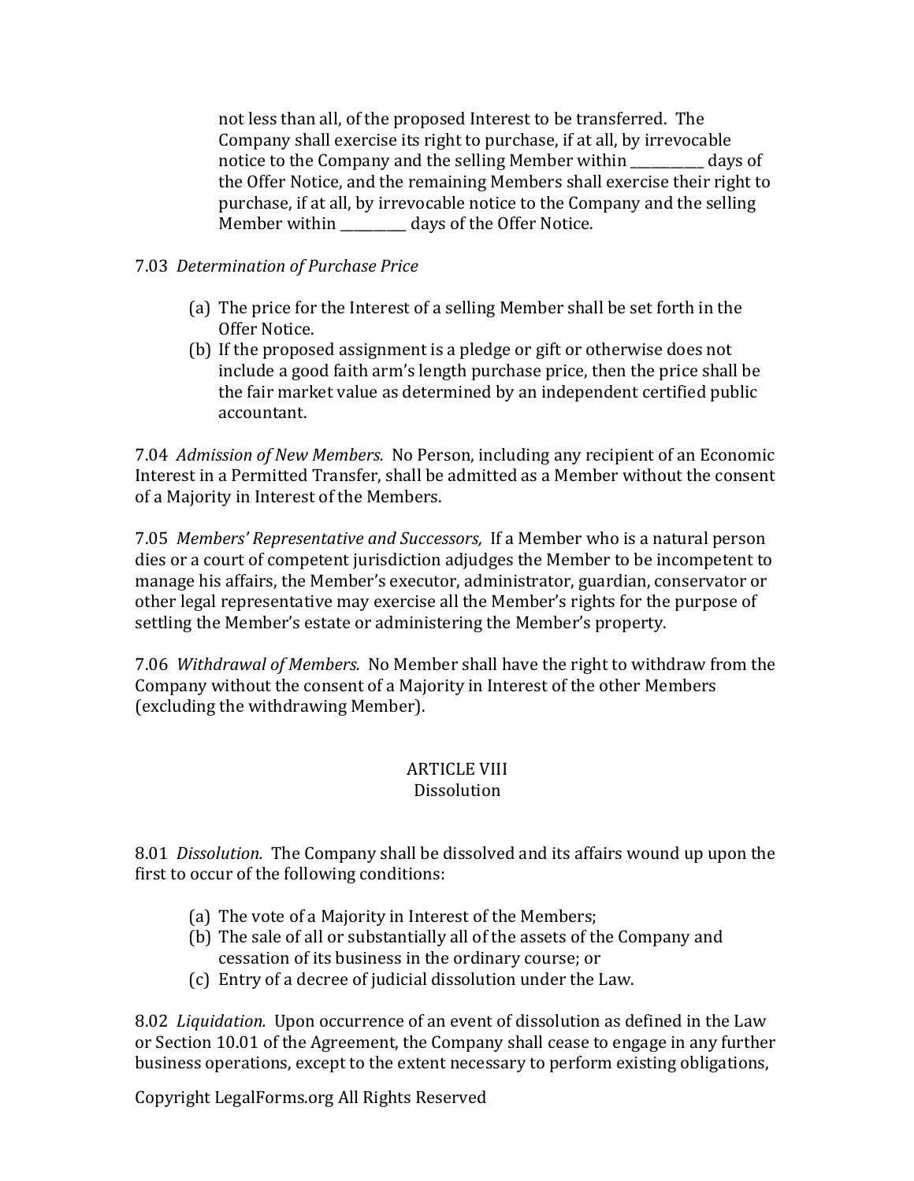not less than all, of the proposed Interest to be transferred. The Company shall exercise its right to purchase, if at all, by irrevocable notice to the Company and the selling Member within ___________ days of the Offer Notice, and the remaining Members shall exercise their right to purchase, if at all, by irrevocable notice to the Company and the selling Member within __________ days of the Offer Notice.

7.03 *Determination of Purchase Price*

(a) The price for the Interest of a selling Member shall be set forth in the Offer Notice.
(b) If the proposed assignment is a pledge or gift or otherwise does not include a good faith arm's length purchase price, then the price shall be the fair market value as determined by an independent certified public accountant.

7.04 *Admission of New Members.* No Person, including any recipient of an Economic Interest in a Permitted Transfer, shall be admitted as a Member without the consent of a Majority in Interest of the Members.

7.05 *Members' Representative and Successors,* If a Member who is a natural person dies or a court of competent jurisdiction adjudges the Member to be incompetent to manage his affairs, the Member's executor, administrator, guardian, conservator or other legal representative may exercise all the Member's rights for the purpose of settling the Member's estate or administering the Member's property.

7.06 *Withdrawal of Members.* No Member shall have the right to withdraw from the Company without the consent of a Majority in Interest of the other Members (excluding the withdrawing Member).

## ARTICLE VIII
## Dissolution

8.01 *Dissolution.* The Company shall be dissolved and its affairs wound up upon the first to occur of the following conditions:

(a) The vote of a Majority in Interest of the Members;
(b) The sale of all or substantially all of the assets of the Company and cessation of its business in the ordinary course; or
(c) Entry of a decree of judicial dissolution under the Law.

8.02 *Liquidation.* Upon occurrence of an event of dissolution as defined in the Law or Section 10.01 of the Agreement, the Company shall cease to engage in any further business operations, except to the extent necessary to perform existing obligations,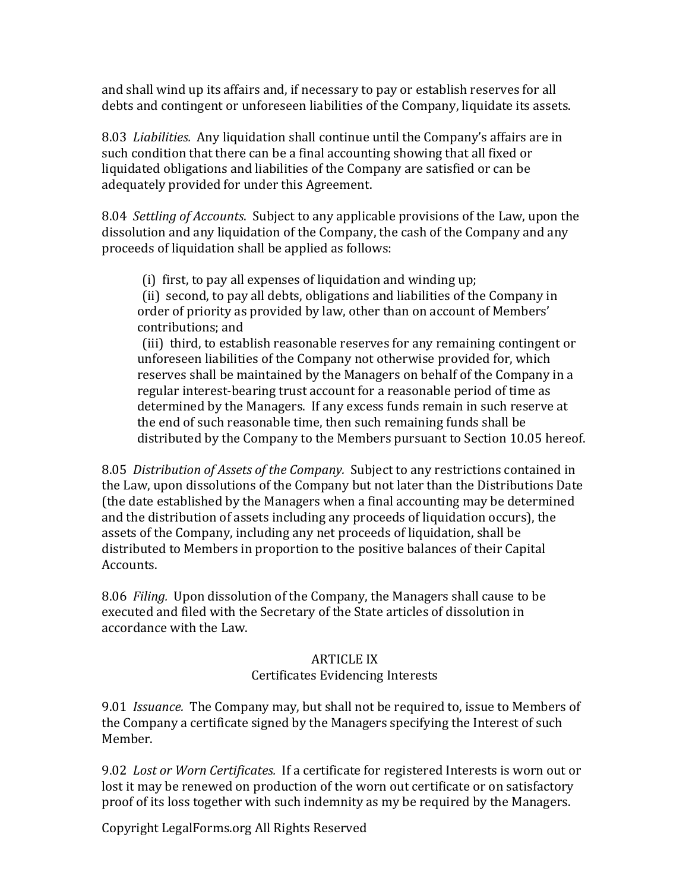and shall wind up its affairs and, if necessary to pay or establish reserves for all debts and contingent or unforeseen liabilities of the Company, liquidate its assets.

8.03 *Liabilities.* Any liquidation shall continue until the Company's affairs are in such condition that there can be a final accounting showing that all fixed or liquidated obligations and liabilities of the Company are satisfied or can be adequately provided for under this Agreement.

8.04 *Settling of Accounts*. Subject to any applicable provisions of the Law, upon the dissolution and any liquidation of the Company, the cash of the Company and any proceeds of liquidation shall be applied as follows:

(i) first, to pay all expenses of liquidation and winding up;
(ii) second, to pay all debts, obligations and liabilities of the Company in order of priority as provided by law, other than on account of Members' contributions; and
(iii) third, to establish reasonable reserves for any remaining contingent or unforeseen liabilities of the Company not otherwise provided for, which reserves shall be maintained by the Managers on behalf of the Company in a regular interest-bearing trust account for a reasonable period of time as determined by the Managers. If any excess funds remain in such reserve at the end of such reasonable time, then such remaining funds shall be distributed by the Company to the Members pursuant to Section 10.05 hereof.

8.05 *Distribution of Assets of the Company.* Subject to any restrictions contained in the Law, upon dissolutions of the Company but not later than the Distributions Date (the date established by the Managers when a final accounting may be determined and the distribution of assets including any proceeds of liquidation occurs), the assets of the Company, including any net proceeds of liquidation, shall be distributed to Members in proportion to the positive balances of their Capital Accounts.

8.06 *Filing.* Upon dissolution of the Company, the Managers shall cause to be executed and filed with the Secretary of the State articles of dissolution in accordance with the Law.

## ARTICLE IX
## Certificates Evidencing Interests

9.01 *Issuance.* The Company may, but shall not be required to, issue to Members of the Company a certificate signed by the Managers specifying the Interest of such Member.

9.02 *Lost or Worn Certificates.* If a certificate for registered Interests is worn out or lost it may be renewed on production of the worn out certificate or on satisfactory proof of its loss together with such indemnity as my be required by the Managers.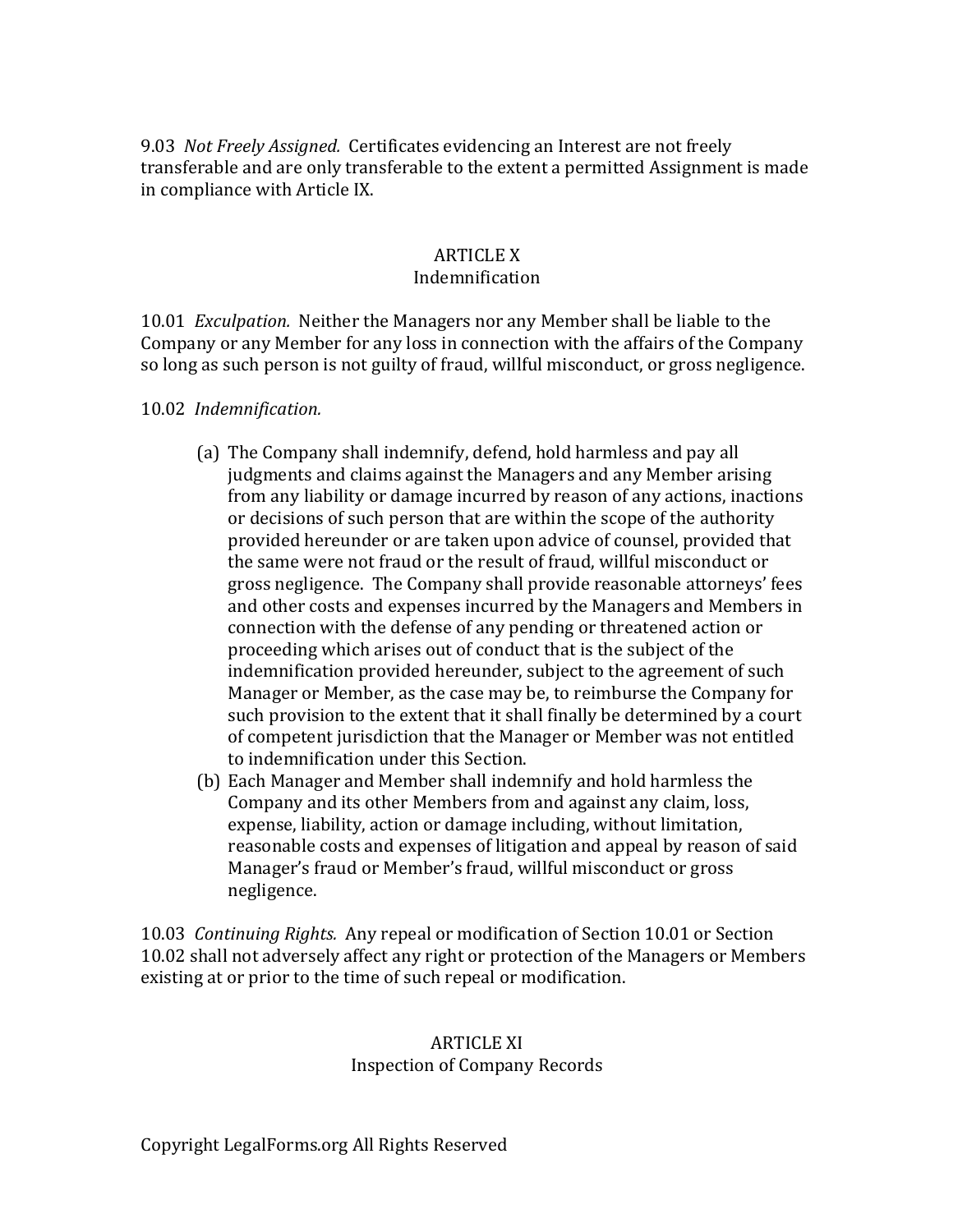9.03 *Not Freely Assigned.* Certificates evidencing an Interest are not freely transferable and are only transferable to the extent a permitted Assignment is made in compliance with Article IX.

## ARTICLE X
## Indemnification

10.01 *Exculpation.* Neither the Managers nor any Member shall be liable to the Company or any Member for any loss in connection with the affairs of the Company so long as such person is not guilty of fraud, willful misconduct, or gross negligence.

10.02 *Indemnification.*

(a) The Company shall indemnify, defend, hold harmless and pay all judgments and claims against the Managers and any Member arising from any liability or damage incurred by reason of any actions, inactions or decisions of such person that are within the scope of the authority provided hereunder or are taken upon advice of counsel, provided that the same were not fraud or the result of fraud, willful misconduct or gross negligence. The Company shall provide reasonable attorneys' fees and other costs and expenses incurred by the Managers and Members in connection with the defense of any pending or threatened action or proceeding which arises out of conduct that is the subject of the indemnification provided hereunder, subject to the agreement of such Manager or Member, as the case may be, to reimburse the Company for such provision to the extent that it shall finally be determined by a court of competent jurisdiction that the Manager or Member was not entitled to indemnification under this Section.

(b) Each Manager and Member shall indemnify and hold harmless the Company and its other Members from and against any claim, loss, expense, liability, action or damage including, without limitation, reasonable costs and expenses of litigation and appeal by reason of said Manager's fraud or Member's fraud, willful misconduct or gross negligence.

10.03 *Continuing Rights.* Any repeal or modification of Section 10.01 or Section 10.02 shall not adversely affect any right or protection of the Managers or Members existing at or prior to the time of such repeal or modification.

## ARTICLE XI
## Inspection of Company Records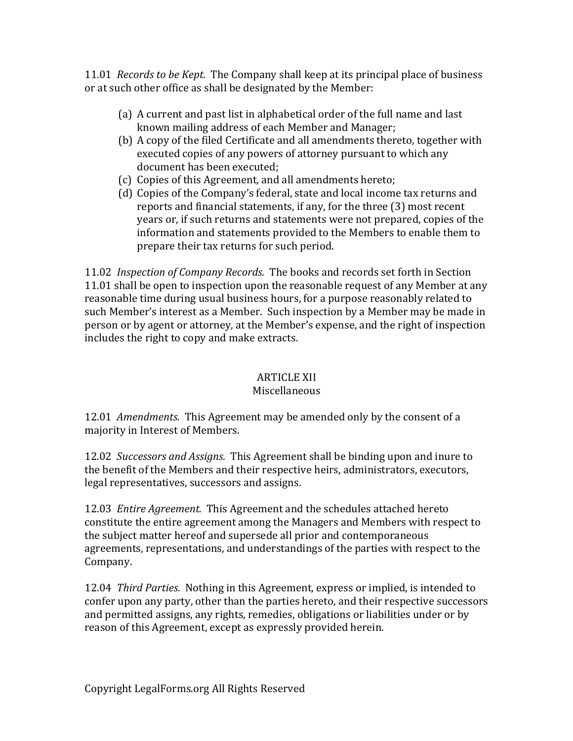11.01 *Records to be Kept.* The Company shall keep at its principal place of business or at such other office as shall be designated by the Member:

(a) A current and past list in alphabetical order of the full name and last known mailing address of each Member and Manager;
(b) A copy of the filed Certificate and all amendments thereto, together with executed copies of any powers of attorney pursuant to which any document has been executed;
(c) Copies of this Agreement, and all amendments hereto;
(d) Copies of the Company's federal, state and local income tax returns and reports and financial statements, if any, for the three (3) most recent years or, if such returns and statements were not prepared, copies of the information and statements provided to the Members to enable them to prepare their tax returns for such period.

11.02 *Inspection of Company Records.* The books and records set forth in Section 11.01 shall be open to inspection upon the reasonable request of any Member at any reasonable time during usual business hours, for a purpose reasonably related to such Member's interest as a Member. Such inspection by a Member may be made in person or by agent or attorney, at the Member's expense, and the right of inspection includes the right to copy and make extracts.

## ARTICLE XII
### Miscellaneous

12.01 *Amendments.* This Agreement may be amended only by the consent of a majority in Interest of Members.

12.02 *Successors and Assigns.* This Agreement shall be binding upon and inure to the benefit of the Members and their respective heirs, administrators, executors, legal representatives, successors and assigns.

12.03 *Entire Agreement.* This Agreement and the schedules attached hereto constitute the entire agreement among the Managers and Members with respect to the subject matter hereof and supersede all prior and contemporaneous agreements, representations, and understandings of the parties with respect to the Company.

12.04 *Third Parties.* Nothing in this Agreement, express or implied, is intended to confer upon any party, other than the parties hereto, and their respective successors and permitted assigns, any rights, remedies, obligations or liabilities under or by reason of this Agreement, except as expressly provided herein.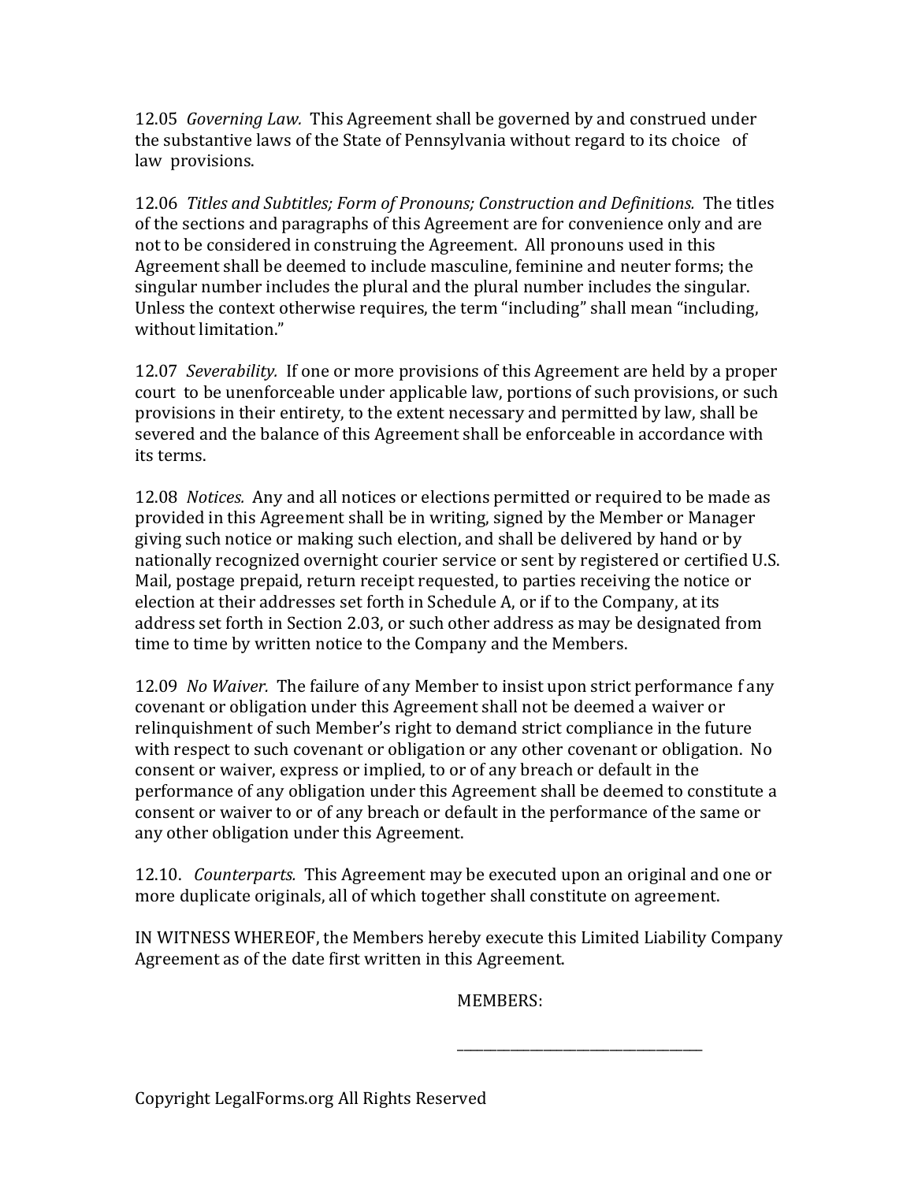12.05 *Governing Law.* This Agreement shall be governed by and construed under the substantive laws of the State of Pennsylvania without regard to its choice of law provisions.

12.06 *Titles and Subtitles; Form of Pronouns; Construction and Definitions.* The titles of the sections and paragraphs of this Agreement are for convenience only and are not to be considered in construing the Agreement. All pronouns used in this Agreement shall be deemed to include masculine, feminine and neuter forms; the singular number includes the plural and the plural number includes the singular. Unless the context otherwise requires, the term "including" shall mean "including, without limitation."

12.07 *Severability.* If one or more provisions of this Agreement are held by a proper court to be unenforceable under applicable law, portions of such provisions, or such provisions in their entirety, to the extent necessary and permitted by law, shall be severed and the balance of this Agreement shall be enforceable in accordance with its terms.

12.08 *Notices.* Any and all notices or elections permitted or required to be made as provided in this Agreement shall be in writing, signed by the Member or Manager giving such notice or making such election, and shall be delivered by hand or by nationally recognized overnight courier service or sent by registered or certified U.S. Mail, postage prepaid, return receipt requested, to parties receiving the notice or election at their addresses set forth in Schedule A, or if to the Company, at its address set forth in Section 2.03, or such other address as may be designated from time to time by written notice to the Company and the Members.

12.09 *No Waiver.* The failure of any Member to insist upon strict performance f any covenant or obligation under this Agreement shall not be deemed a waiver or relinquishment of such Member's right to demand strict compliance in the future with respect to such covenant or obligation or any other covenant or obligation. No consent or waiver, express or implied, to or of any breach or default in the performance of any obligation under this Agreement shall be deemed to constitute a consent or waiver to or of any breach or default in the performance of the same or any other obligation under this Agreement.

12.10. *Counterparts.* This Agreement may be executed upon an original and one or more duplicate originals, all of which together shall constitute on agreement.

IN WITNESS WHEREOF, the Members hereby execute this Limited Liability Company Agreement as of the date first written in this Agreement.

MEMBERS:

___________________________________

Copyright LegalForms.org All Rights Reserved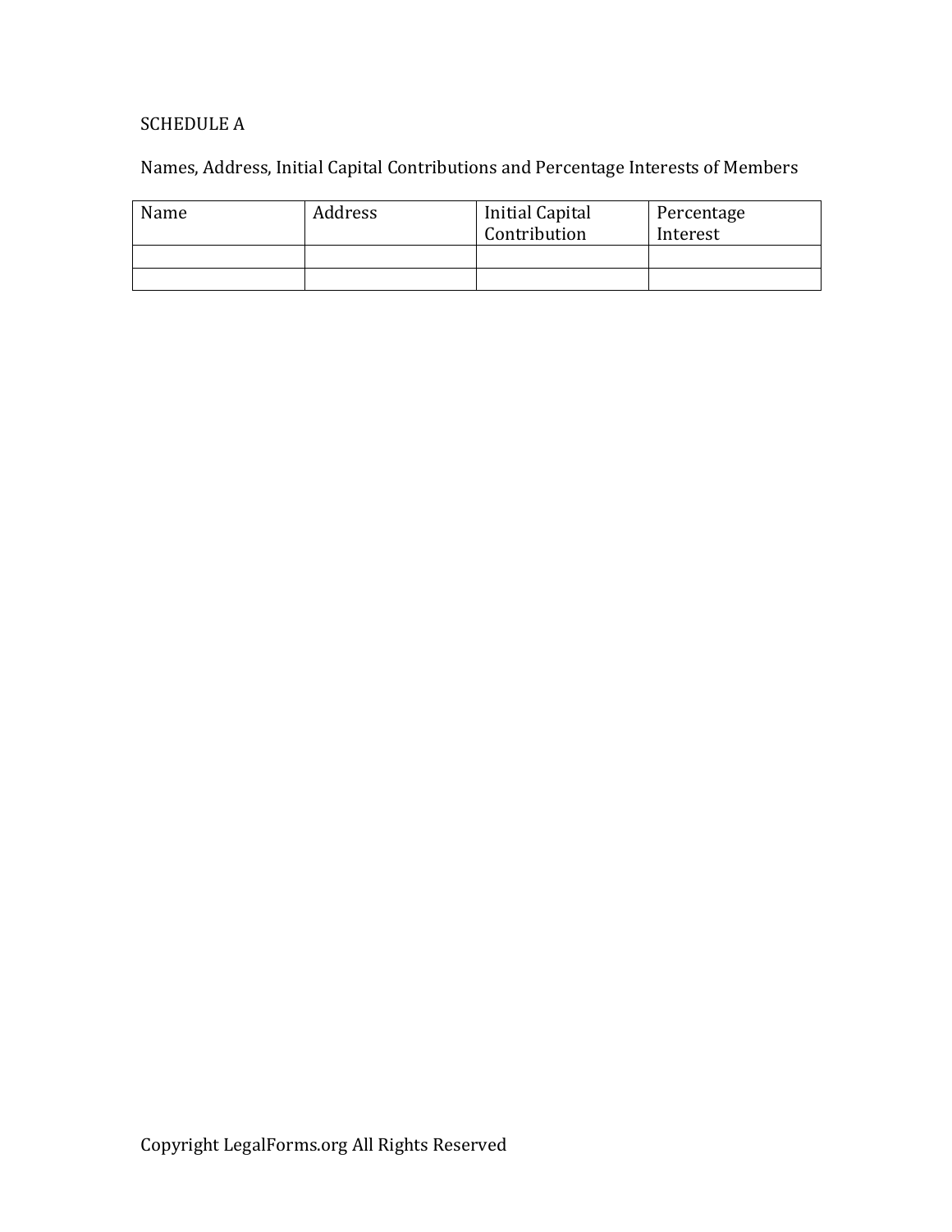SCHEDULE A

Names, Address, Initial Capital Contributions and Percentage Interests of Members

| Name | Address | Initial Capital Contribution | Percentage Interest |
| --- | --- | --- | --- |
| | | | |
| | | | |

Copyright LegalForms.org All Rights Reserved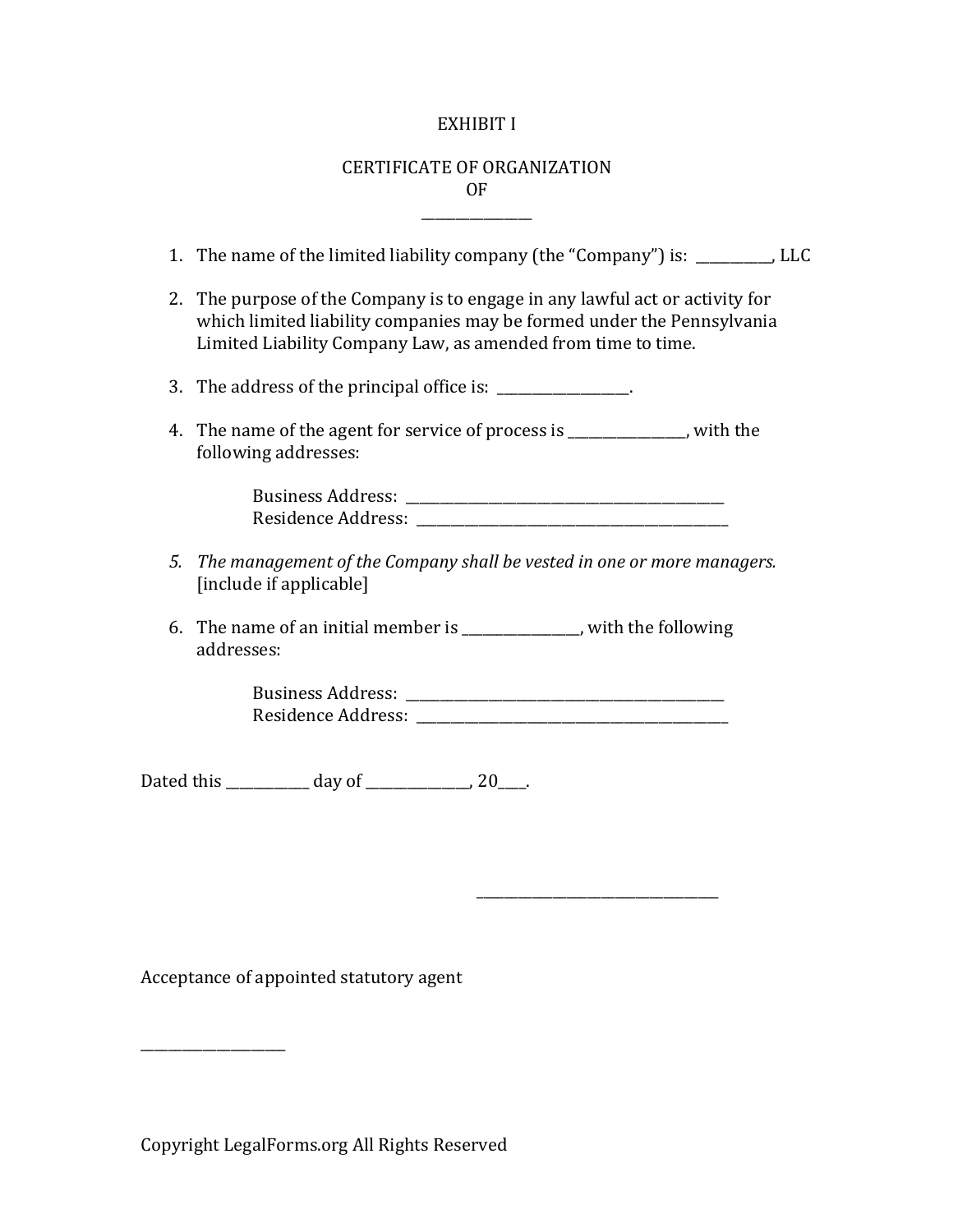EXHIBIT I

CERTIFICATE OF ORGANIZATION
OF
______________

1. The name of the limited liability company (the "Company") is: __________, LLC

2. The purpose of the Company is to engage in any lawful act or activity for which limited liability companies may be formed under the Pennsylvania Limited Liability Company Law, as amended from time to time.

3. The address of the principal office is: _________________.

4. The name of the agent for service of process is _______________, with the following addresses:

   Business Address: ____________________________________________
   Residence Address: ___________________________________________

5. *The management of the Company shall be vested in one or more managers.* [include if applicable]

6. The name of an initial member is _______________, with the following addresses:

   Business Address: ____________________________________________
   Residence Address: ___________________________________________

Dated this __________ day of _____________, 20___.

________________________________

Acceptance of appointed statutory agent

__________________

Copyright LegalForms.org All Rights Reserved